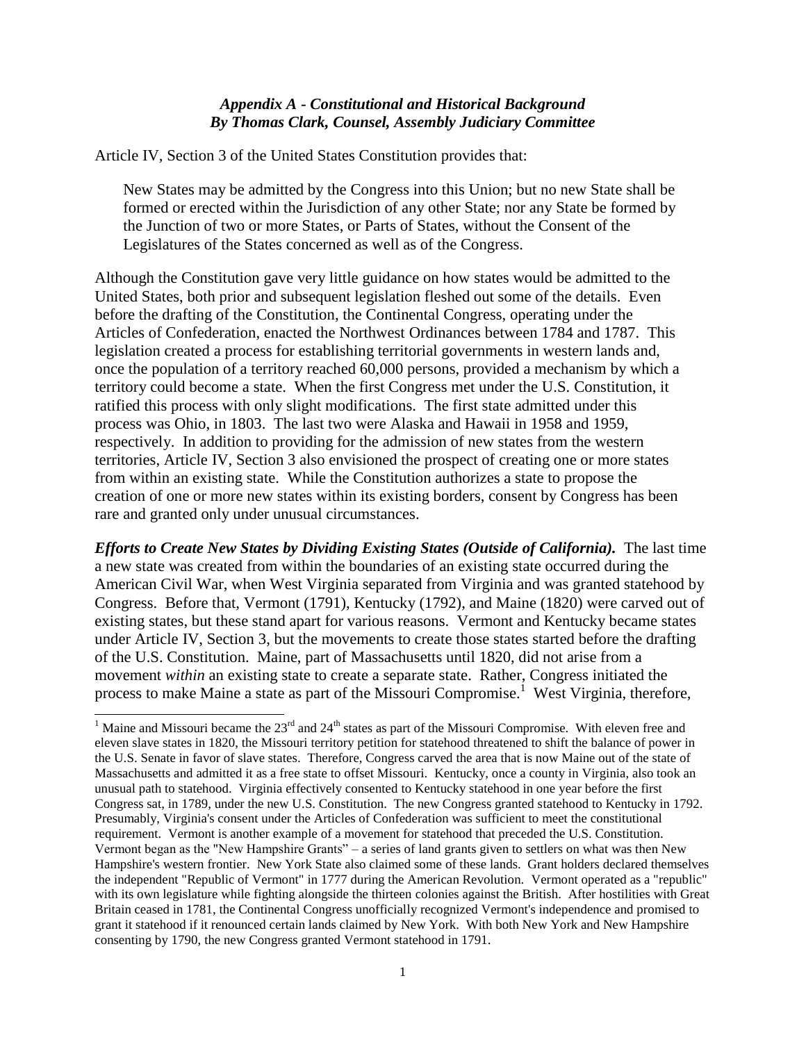### *Appendix A - Constitutional and Historical Background*
### *By Thomas Clark, Counsel, Assembly Judiciary Committee*

Article IV, Section 3 of the United States Constitution provides that:

> New States may be admitted by the Congress into this Union; but no new State shall be formed or erected within the Jurisdiction of any other State; nor any State be formed by the Junction of two or more States, or Parts of States, without the Consent of the Legislatures of the States concerned as well as of the Congress.

Although the Constitution gave very little guidance on how states would be admitted to the United States, both prior and subsequent legislation fleshed out some of the details. Even before the drafting of the Constitution, the Continental Congress, operating under the Articles of Confederation, enacted the Northwest Ordinances between 1784 and 1787. This legislation created a process for establishing territorial governments in western lands and, once the population of a territory reached 60,000 persons, provided a mechanism by which a territory could become a state. When the first Congress met under the U.S. Constitution, it ratified this process with only slight modifications. The first state admitted under this process was Ohio, in 1803. The last two were Alaska and Hawaii in 1958 and 1959, respectively. In addition to providing for the admission of new states from the western territories, Article IV, Section 3 also envisioned the prospect of creating one or more states from within an existing state. While the Constitution authorizes a state to propose the creation of one or more new states within its existing borders, consent by Congress has been rare and granted only under unusual circumstances.

***Efforts to Create New States by Dividing Existing States (Outside of California).*** The last time a new state was created from within the boundaries of an existing state occurred during the American Civil War, when West Virginia separated from Virginia and was granted statehood by Congress. Before that, Vermont (1791), Kentucky (1792), and Maine (1820) were carved out of existing states, but these stand apart for various reasons. Vermont and Kentucky became states under Article IV, Section 3, but the movements to create those states started before the drafting of the U.S. Constitution. Maine, part of Massachusetts until 1820, did not arise from a movement *within* an existing state to create a separate state. Rather, Congress initiated the process to make Maine a state as part of the Missouri Compromise.[1] West Virginia, therefore,

---

[1] Maine and Missouri became the 23rd and 24th states as part of the Missouri Compromise. With eleven free and eleven slave states in 1820, the Missouri territory petition for statehood threatened to shift the balance of power in the U.S. Senate in favor of slave states. Therefore, Congress carved the area that is now Maine out of the state of Massachusetts and admitted it as a free state to offset Missouri. Kentucky, once a county in Virginia, also took an unusual path to statehood. Virginia effectively consented to Kentucky statehood in one year before the first Congress sat, in 1789, under the new U.S. Constitution. The new Congress granted statehood to Kentucky in 1792. Presumably, Virginia's consent under the Articles of Confederation was sufficient to meet the constitutional requirement. Vermont is another example of a movement for statehood that preceded the U.S. Constitution. Vermont began as the "New Hampshire Grants" – a series of land grants given to settlers on what was then New Hampshire's western frontier. New York State also claimed some of these lands. Grant holders declared themselves the independent "Republic of Vermont" in 1777 during the American Revolution. Vermont operated as a "republic" with its own legislature while fighting alongside the thirteen colonies against the British. After hostilities with Great Britain ceased in 1781, the Continental Congress unofficially recognized Vermont's independence and promised to grant it statehood if it renounced certain lands claimed by New York. With both New York and New Hampshire consenting by 1790, the new Congress granted Vermont statehood in 1791.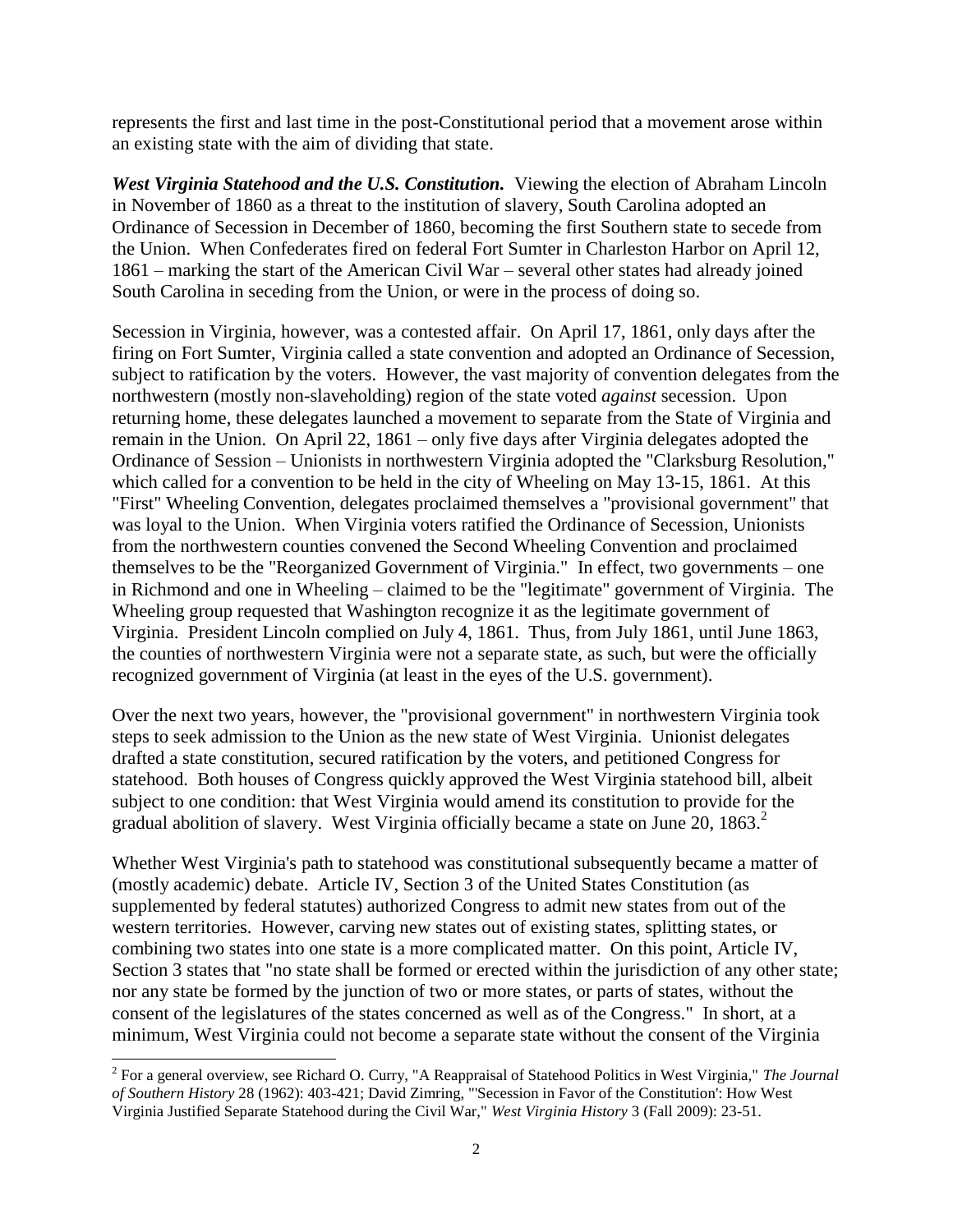represents the first and last time in the post-Constitutional period that a movement arose within an existing state with the aim of dividing that state.

***West Virginia Statehood and the U.S. Constitution.*** Viewing the election of Abraham Lincoln in November of 1860 as a threat to the institution of slavery, South Carolina adopted an Ordinance of Secession in December of 1860, becoming the first Southern state to secede from the Union. When Confederates fired on federal Fort Sumter in Charleston Harbor on April 12, 1861 – marking the start of the American Civil War – several other states had already joined South Carolina in seceding from the Union, or were in the process of doing so.

Secession in Virginia, however, was a contested affair. On April 17, 1861, only days after the firing on Fort Sumter, Virginia called a state convention and adopted an Ordinance of Secession, subject to ratification by the voters. However, the vast majority of convention delegates from the northwestern (mostly non-slaveholding) region of the state voted *against* secession. Upon returning home, these delegates launched a movement to separate from the State of Virginia and remain in the Union. On April 22, 1861 – only five days after Virginia delegates adopted the Ordinance of Session – Unionists in northwestern Virginia adopted the "Clarksburg Resolution," which called for a convention to be held in the city of Wheeling on May 13-15, 1861. At this "First" Wheeling Convention, delegates proclaimed themselves a "provisional government" that was loyal to the Union. When Virginia voters ratified the Ordinance of Secession, Unionists from the northwestern counties convened the Second Wheeling Convention and proclaimed themselves to be the "Reorganized Government of Virginia." In effect, two governments – one in Richmond and one in Wheeling – claimed to be the "legitimate" government of Virginia. The Wheeling group requested that Washington recognize it as the legitimate government of Virginia. President Lincoln complied on July 4, 1861. Thus, from July 1861, until June 1863, the counties of northwestern Virginia were not a separate state, as such, but were the officially recognized government of Virginia (at least in the eyes of the U.S. government).

Over the next two years, however, the "provisional government" in northwestern Virginia took steps to seek admission to the Union as the new state of West Virginia. Unionist delegates drafted a state constitution, secured ratification by the voters, and petitioned Congress for statehood. Both houses of Congress quickly approved the West Virginia statehood bill, albeit subject to one condition: that West Virginia would amend its constitution to provide for the gradual abolition of slavery. West Virginia officially became a state on June 20, 1863.[2]

Whether West Virginia's path to statehood was constitutional subsequently became a matter of (mostly academic) debate. Article IV, Section 3 of the United States Constitution (as supplemented by federal statutes) authorized Congress to admit new states from out of the western territories. However, carving new states out of existing states, splitting states, or combining two states into one state is a more complicated matter. On this point, Article IV, Section 3 states that "no state shall be formed or erected within the jurisdiction of any other state; nor any state be formed by the junction of two or more states, or parts of states, without the consent of the legislatures of the states concerned as well as of the Congress." In short, at a minimum, West Virginia could not become a separate state without the consent of the Virginia

[2] For a general overview, see Richard O. Curry, "A Reappraisal of Statehood Politics in West Virginia," *The Journal of Southern History* 28 (1962): 403-421; David Zimring, "'Secession in Favor of the Constitution': How West Virginia Justified Separate Statehood during the Civil War," *West Virginia History* 3 (Fall 2009): 23-51.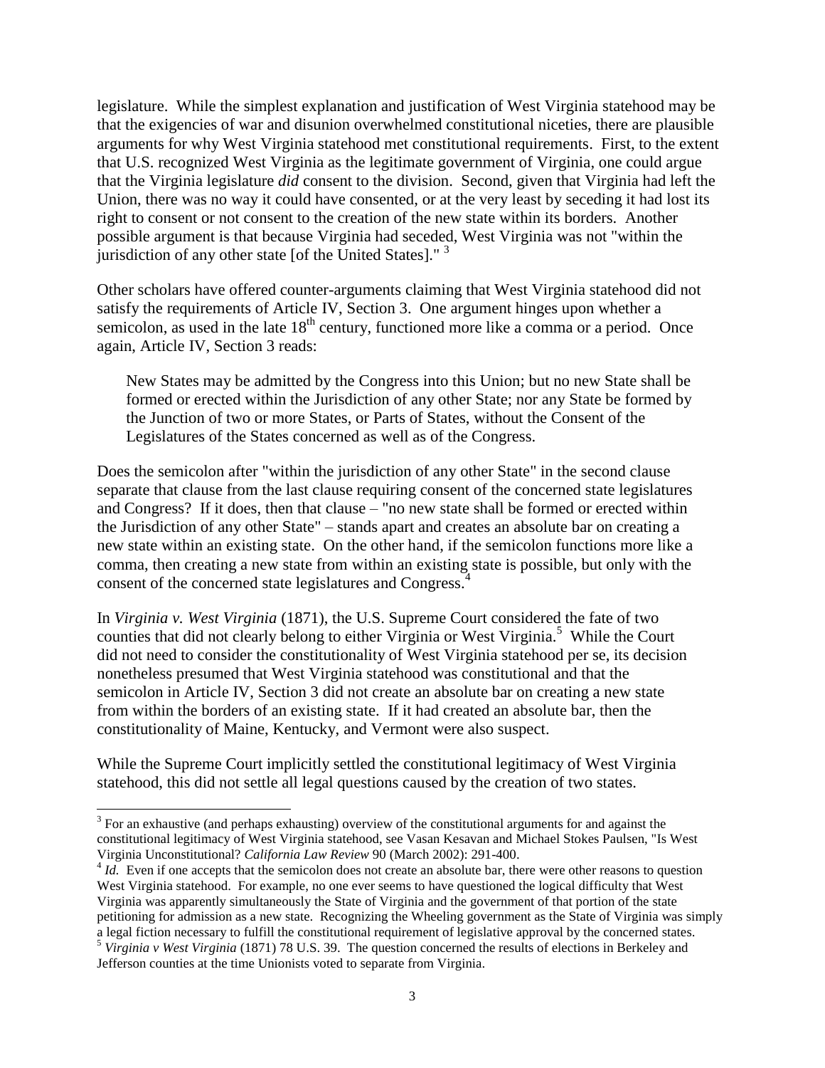legislature. While the simplest explanation and justification of West Virginia statehood may be that the exigencies of war and disunion overwhelmed constitutional niceties, there are plausible arguments for why West Virginia statehood met constitutional requirements. First, to the extent that U.S. recognized West Virginia as the legitimate government of Virginia, one could argue that the Virginia legislature *did* consent to the division. Second, given that Virginia had left the Union, there was no way it could have consented, or at the very least by seceding it had lost its right to consent or not consent to the creation of the new state within its borders. Another possible argument is that because Virginia had seceded, West Virginia was not "within the jurisdiction of any other state [of the United States]." [3]

Other scholars have offered counter-arguments claiming that West Virginia statehood did not satisfy the requirements of Article IV, Section 3. One argument hinges upon whether a semicolon, as used in the late 18th century, functioned more like a comma or a period. Once again, Article IV, Section 3 reads:

> New States may be admitted by the Congress into this Union; but no new State shall be formed or erected within the Jurisdiction of any other State; nor any State be formed by the Junction of two or more States, or Parts of States, without the Consent of the Legislatures of the States concerned as well as of the Congress.

Does the semicolon after "within the jurisdiction of any other State" in the second clause separate that clause from the last clause requiring consent of the concerned state legislatures and Congress? If it does, then that clause – "no new state shall be formed or erected within the Jurisdiction of any other State" – stands apart and creates an absolute bar on creating a new state within an existing state. On the other hand, if the semicolon functions more like a comma, then creating a new state from within an existing state is possible, but only with the consent of the concerned state legislatures and Congress.[4]

In *Virginia v. West Virginia* (1871), the U.S. Supreme Court considered the fate of two counties that did not clearly belong to either Virginia or West Virginia.[5] While the Court did not need to consider the constitutionality of West Virginia statehood per se, its decision nonetheless presumed that West Virginia statehood was constitutional and that the semicolon in Article IV, Section 3 did not create an absolute bar on creating a new state from within the borders of an existing state. If it had created an absolute bar, then the constitutionality of Maine, Kentucky, and Vermont were also suspect.

While the Supreme Court implicitly settled the constitutional legitimacy of West Virginia statehood, this did not settle all legal questions caused by the creation of two states.

---

[3] For an exhaustive (and perhaps exhausting) overview of the constitutional arguments for and against the constitutional legitimacy of West Virginia statehood, see Vasan Kesavan and Michael Stokes Paulsen, "Is West Virginia Unconstitutional? *California Law Review* 90 (March 2002): 291-400.

[4] *Id.* Even if one accepts that the semicolon does not create an absolute bar, there were other reasons to question West Virginia statehood. For example, no one ever seems to have questioned the logical difficulty that West Virginia was apparently simultaneously the State of Virginia and the government of that portion of the state petitioning for admission as a new state. Recognizing the Wheeling government as the State of Virginia was simply a legal fiction necessary to fulfill the constitutional requirement of legislative approval by the concerned states.

[5] *Virginia v West Virginia* (1871) 78 U.S. 39. The question concerned the results of elections in Berkeley and Jefferson counties at the time Unionists voted to separate from Virginia.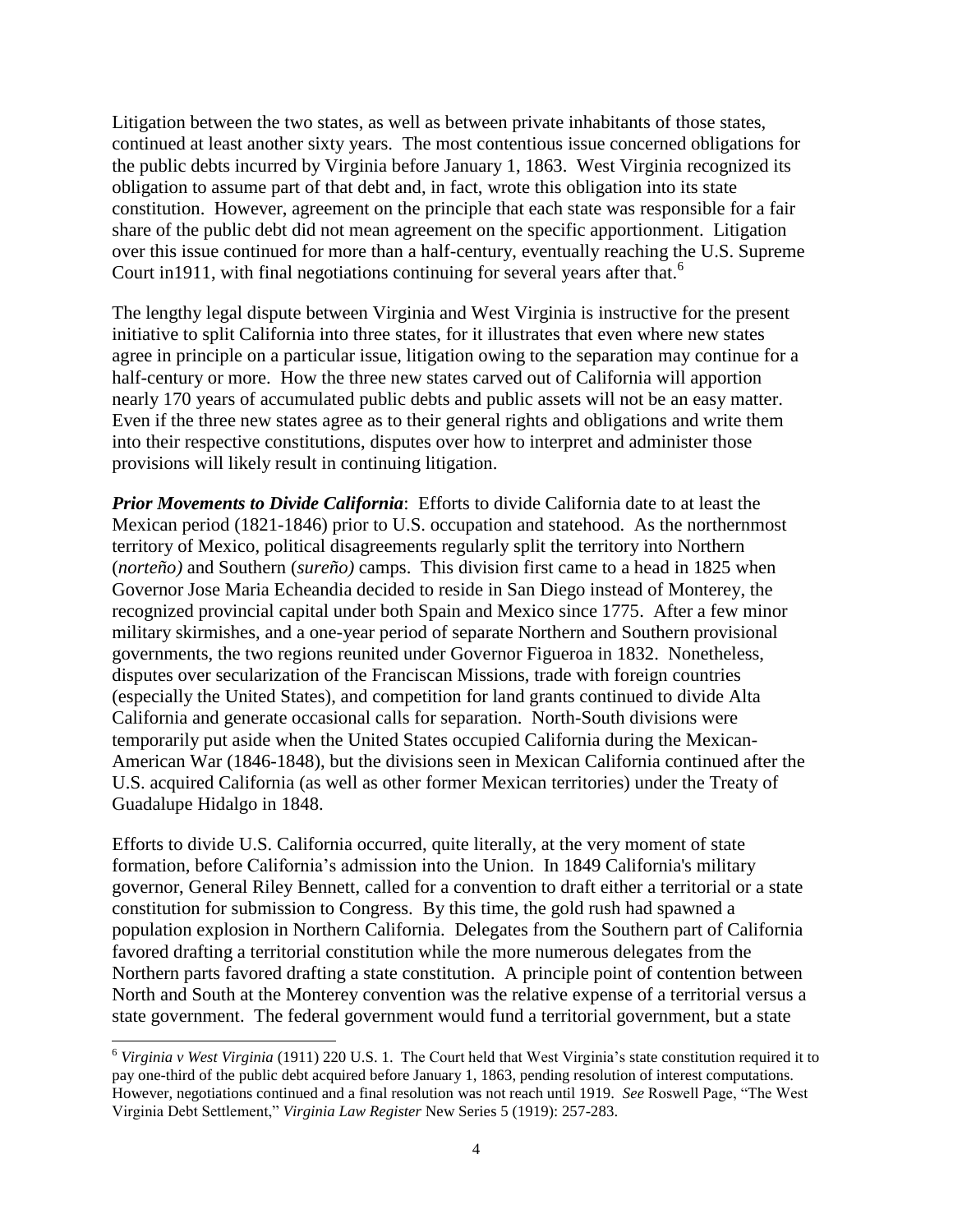Litigation between the two states, as well as between private inhabitants of those states, continued at least another sixty years. The most contentious issue concerned obligations for the public debts incurred by Virginia before January 1, 1863. West Virginia recognized its obligation to assume part of that debt and, in fact, wrote this obligation into its state constitution. However, agreement on the principle that each state was responsible for a fair share of the public debt did not mean agreement on the specific apportionment. Litigation over this issue continued for more than a half-century, eventually reaching the U.S. Supreme Court in1911, with final negotiations continuing for several years after that.[6]

The lengthy legal dispute between Virginia and West Virginia is instructive for the present initiative to split California into three states, for it illustrates that even where new states agree in principle on a particular issue, litigation owing to the separation may continue for a half-century or more. How the three new states carved out of California will apportion nearly 170 years of accumulated public debts and public assets will not be an easy matter. Even if the three new states agree as to their general rights and obligations and write them into their respective constitutions, disputes over how to interpret and administer those provisions will likely result in continuing litigation.

***Prior Movements to Divide California***: Efforts to divide California date to at least the Mexican period (1821-1846) prior to U.S. occupation and statehood. As the northernmost territory of Mexico, political disagreements regularly split the territory into Northern (*norteño)* and Southern (*sureño)* camps. This division first came to a head in 1825 when Governor Jose Maria Echeandia decided to reside in San Diego instead of Monterey, the recognized provincial capital under both Spain and Mexico since 1775. After a few minor military skirmishes, and a one-year period of separate Northern and Southern provisional governments, the two regions reunited under Governor Figueroa in 1832. Nonetheless, disputes over secularization of the Franciscan Missions, trade with foreign countries (especially the United States), and competition for land grants continued to divide Alta California and generate occasional calls for separation. North-South divisions were temporarily put aside when the United States occupied California during the Mexican-American War (1846-1848), but the divisions seen in Mexican California continued after the U.S. acquired California (as well as other former Mexican territories) under the Treaty of Guadalupe Hidalgo in 1848.

Efforts to divide U.S. California occurred, quite literally, at the very moment of state formation, before California's admission into the Union. In 1849 California's military governor, General Riley Bennett, called for a convention to draft either a territorial or a state constitution for submission to Congress. By this time, the gold rush had spawned a population explosion in Northern California. Delegates from the Southern part of California favored drafting a territorial constitution while the more numerous delegates from the Northern parts favored drafting a state constitution. A principle point of contention between North and South at the Monterey convention was the relative expense of a territorial versus a state government. The federal government would fund a territorial government, but a state

---

[6] *Virginia v West Virginia* (1911) 220 U.S. 1. The Court held that West Virginia's state constitution required it to pay one-third of the public debt acquired before January 1, 1863, pending resolution of interest computations. However, negotiations continued and a final resolution was not reach until 1919. *See* Roswell Page, "The West Virginia Debt Settlement," *Virginia Law Register* New Series 5 (1919): 257-283.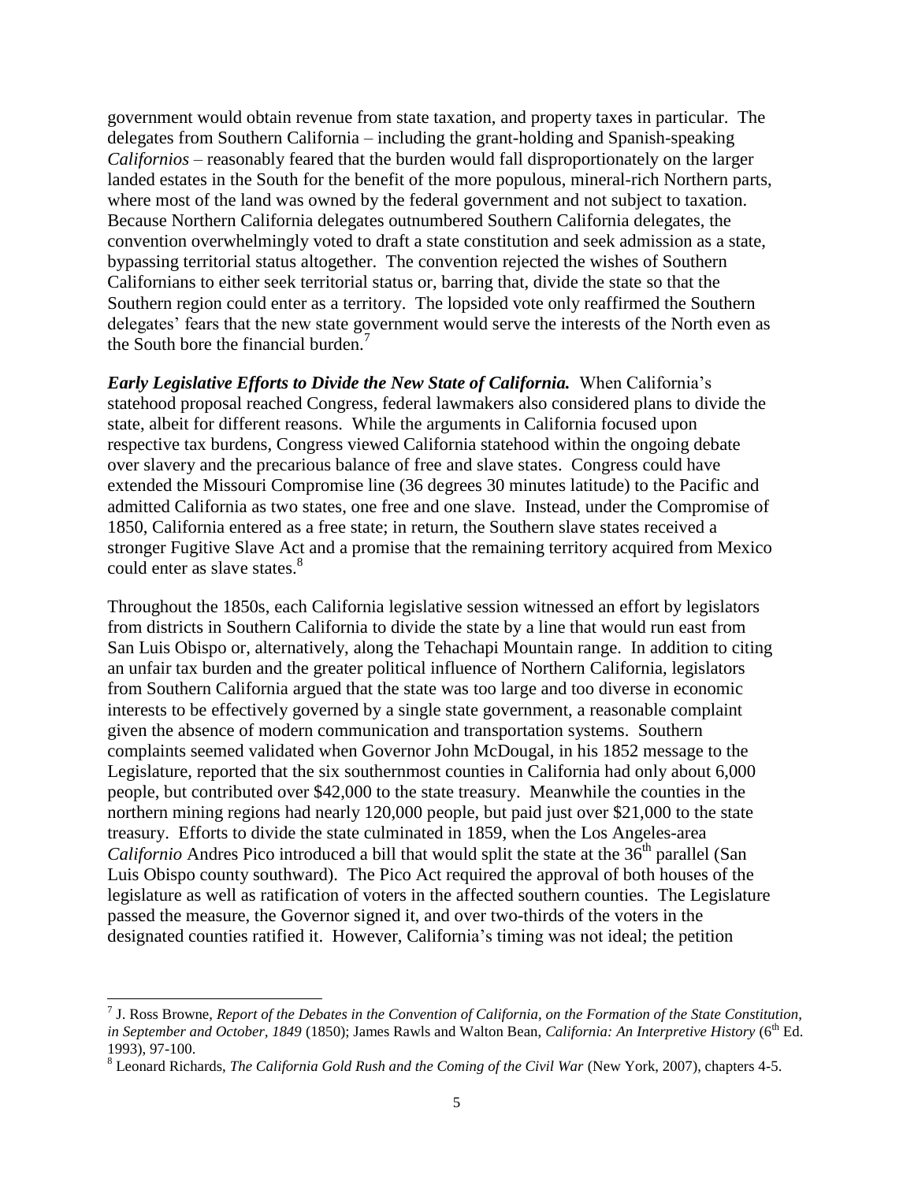government would obtain revenue from state taxation, and property taxes in particular. The delegates from Southern California – including the grant-holding and Spanish-speaking *Californios* – reasonably feared that the burden would fall disproportionately on the larger landed estates in the South for the benefit of the more populous, mineral-rich Northern parts, where most of the land was owned by the federal government and not subject to taxation. Because Northern California delegates outnumbered Southern California delegates, the convention overwhelmingly voted to draft a state constitution and seek admission as a state, bypassing territorial status altogether. The convention rejected the wishes of Southern Californians to either seek territorial status or, barring that, divide the state so that the Southern region could enter as a territory. The lopsided vote only reaffirmed the Southern delegates' fears that the new state government would serve the interests of the North even as the South bore the financial burden.[7]

***Early Legislative Efforts to Divide the New State of California.*** When California's statehood proposal reached Congress, federal lawmakers also considered plans to divide the state, albeit for different reasons. While the arguments in California focused upon respective tax burdens, Congress viewed California statehood within the ongoing debate over slavery and the precarious balance of free and slave states. Congress could have extended the Missouri Compromise line (36 degrees 30 minutes latitude) to the Pacific and admitted California as two states, one free and one slave. Instead, under the Compromise of 1850, California entered as a free state; in return, the Southern slave states received a stronger Fugitive Slave Act and a promise that the remaining territory acquired from Mexico could enter as slave states.[8]

Throughout the 1850s, each California legislative session witnessed an effort by legislators from districts in Southern California to divide the state by a line that would run east from San Luis Obispo or, alternatively, along the Tehachapi Mountain range. In addition to citing an unfair tax burden and the greater political influence of Northern California, legislators from Southern California argued that the state was too large and too diverse in economic interests to be effectively governed by a single state government, a reasonable complaint given the absence of modern communication and transportation systems. Southern complaints seemed validated when Governor John McDougal, in his 1852 message to the Legislature, reported that the six southernmost counties in California had only about 6,000 people, but contributed over $42,000 to the state treasury. Meanwhile the counties in the northern mining regions had nearly 120,000 people, but paid just over $21,000 to the state treasury. Efforts to divide the state culminated in 1859, when the Los Angeles-area *Californio* Andres Pico introduced a bill that would split the state at the 36th parallel (San Luis Obispo county southward). The Pico Act required the approval of both houses of the legislature as well as ratification of voters in the affected southern counties. The Legislature passed the measure, the Governor signed it, and over two-thirds of the voters in the designated counties ratified it. However, California's timing was not ideal; the petition

---

[7] J. Ross Browne, *Report of the Debates in the Convention of California, on the Formation of the State Constitution, in September and October, 1849* (1850); James Rawls and Walton Bean, *California: An Interpretive History* (6th Ed. 1993), 97-100.

[8] Leonard Richards, *The California Gold Rush and the Coming of the Civil War* (New York, 2007), chapters 4-5.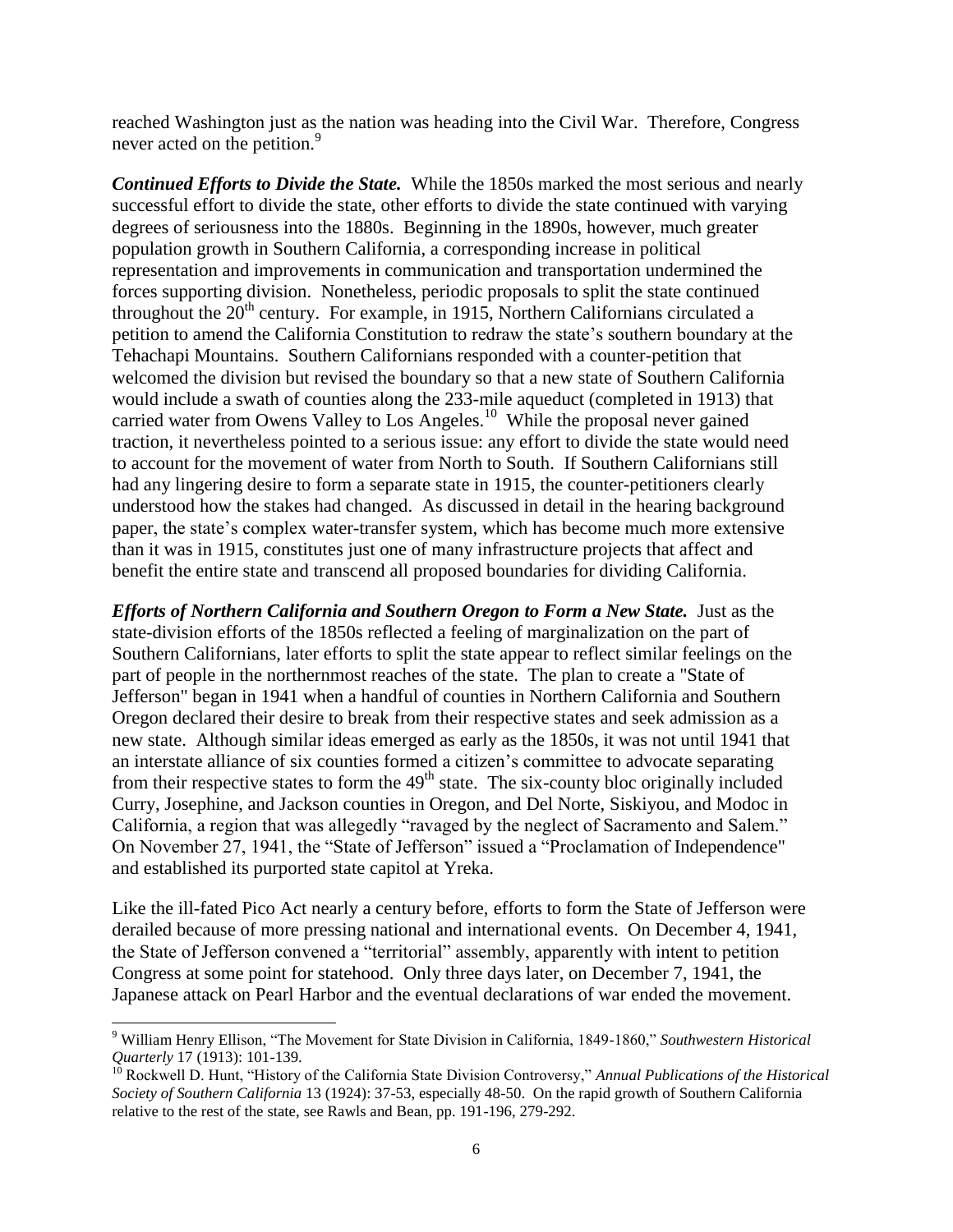reached Washington just as the nation was heading into the Civil War. Therefore, Congress never acted on the petition.[9]

***Continued Efforts to Divide the State.*** While the 1850s marked the most serious and nearly successful effort to divide the state, other efforts to divide the state continued with varying degrees of seriousness into the 1880s. Beginning in the 1890s, however, much greater population growth in Southern California, a corresponding increase in political representation and improvements in communication and transportation undermined the forces supporting division. Nonetheless, periodic proposals to split the state continued throughout the 20th century. For example, in 1915, Northern Californians circulated a petition to amend the California Constitution to redraw the state's southern boundary at the Tehachapi Mountains. Southern Californians responded with a counter-petition that welcomed the division but revised the boundary so that a new state of Southern California would include a swath of counties along the 233-mile aqueduct (completed in 1913) that carried water from Owens Valley to Los Angeles.[10] While the proposal never gained traction, it nevertheless pointed to a serious issue: any effort to divide the state would need to account for the movement of water from North to South. If Southern Californians still had any lingering desire to form a separate state in 1915, the counter-petitioners clearly understood how the stakes had changed. As discussed in detail in the hearing background paper, the state's complex water-transfer system, which has become much more extensive than it was in 1915, constitutes just one of many infrastructure projects that affect and benefit the entire state and transcend all proposed boundaries for dividing California.

***Efforts of Northern California and Southern Oregon to Form a New State.*** Just as the state-division efforts of the 1850s reflected a feeling of marginalization on the part of Southern Californians, later efforts to split the state appear to reflect similar feelings on the part of people in the northernmost reaches of the state. The plan to create a "State of Jefferson" began in 1941 when a handful of counties in Northern California and Southern Oregon declared their desire to break from their respective states and seek admission as a new state. Although similar ideas emerged as early as the 1850s, it was not until 1941 that an interstate alliance of six counties formed a citizen's committee to advocate separating from their respective states to form the 49th state. The six-county bloc originally included Curry, Josephine, and Jackson counties in Oregon, and Del Norte, Siskiyou, and Modoc in California, a region that was allegedly "ravaged by the neglect of Sacramento and Salem." On November 27, 1941, the "State of Jefferson" issued a "Proclamation of Independence" and established its purported state capitol at Yreka.

Like the ill-fated Pico Act nearly a century before, efforts to form the State of Jefferson were derailed because of more pressing national and international events. On December 4, 1941, the State of Jefferson convened a "territorial" assembly, apparently with intent to petition Congress at some point for statehood. Only three days later, on December 7, 1941, the Japanese attack on Pearl Harbor and the eventual declarations of war ended the movement.

---

[9] William Henry Ellison, "The Movement for State Division in California, 1849-1860," *Southwestern Historical Quarterly* 17 (1913): 101-139.

[10] Rockwell D. Hunt, "History of the California State Division Controversy," *Annual Publications of the Historical Society of Southern California* 13 (1924): 37-53, especially 48-50. On the rapid growth of Southern California relative to the rest of the state, see Rawls and Bean, pp. 191-196, 279-292.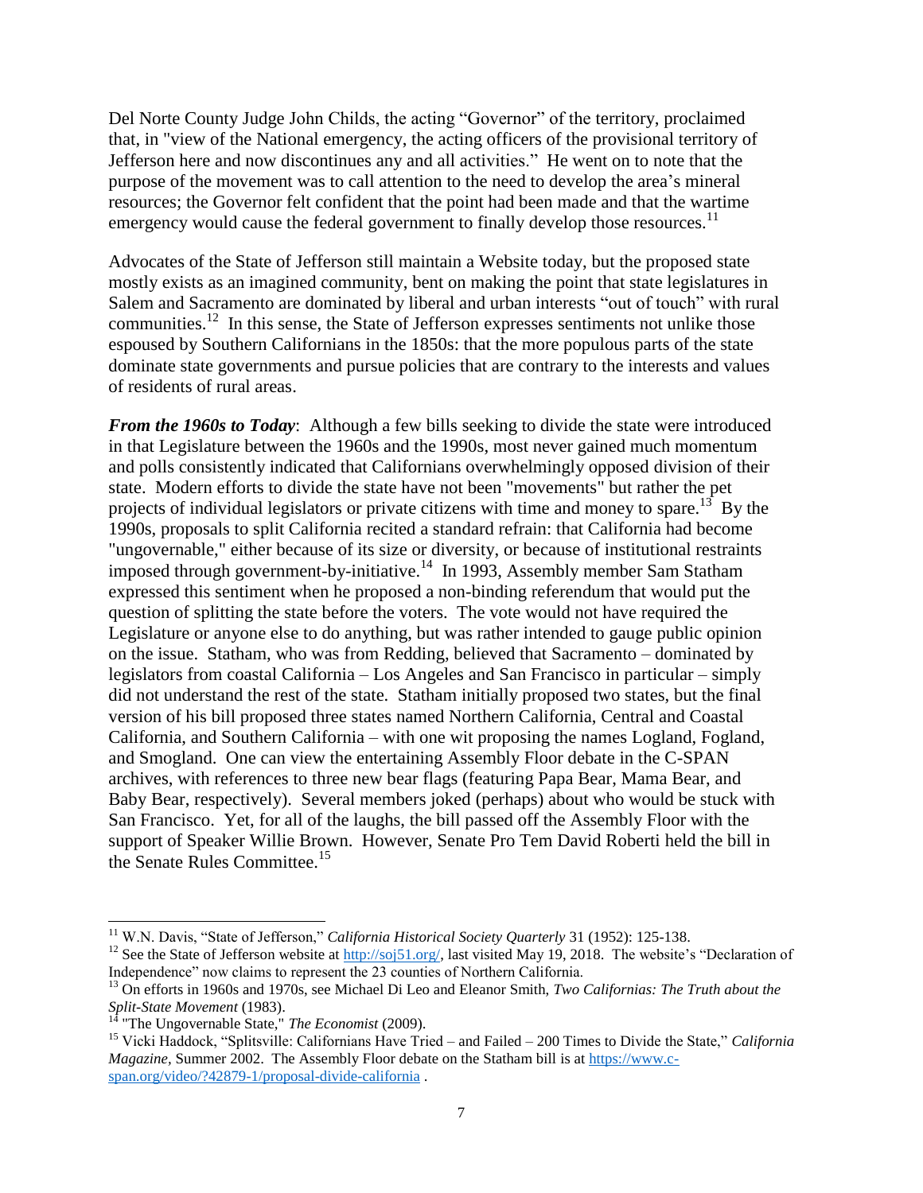Del Norte County Judge John Childs, the acting "Governor" of the territory, proclaimed that, in "view of the National emergency, the acting officers of the provisional territory of Jefferson here and now discontinues any and all activities." He went on to note that the purpose of the movement was to call attention to the need to develop the area's mineral resources; the Governor felt confident that the point had been made and that the wartime emergency would cause the federal government to finally develop those resources.[11]

Advocates of the State of Jefferson still maintain a Website today, but the proposed state mostly exists as an imagined community, bent on making the point that state legislatures in Salem and Sacramento are dominated by liberal and urban interests "out of touch" with rural communities.[12] In this sense, the State of Jefferson expresses sentiments not unlike those espoused by Southern Californians in the 1850s: that the more populous parts of the state dominate state governments and pursue policies that are contrary to the interests and values of residents of rural areas.

***From the 1960s to Today***: Although a few bills seeking to divide the state were introduced in that Legislature between the 1960s and the 1990s, most never gained much momentum and polls consistently indicated that Californians overwhelmingly opposed division of their state. Modern efforts to divide the state have not been "movements" but rather the pet projects of individual legislators or private citizens with time and money to spare.[13] By the 1990s, proposals to split California recited a standard refrain: that California had become "ungovernable," either because of its size or diversity, or because of institutional restraints imposed through government-by-initiative.[14] In 1993, Assembly member Sam Statham expressed this sentiment when he proposed a non-binding referendum that would put the question of splitting the state before the voters. The vote would not have required the Legislature or anyone else to do anything, but was rather intended to gauge public opinion on the issue. Statham, who was from Redding, believed that Sacramento – dominated by legislators from coastal California – Los Angeles and San Francisco in particular – simply did not understand the rest of the state. Statham initially proposed two states, but the final version of his bill proposed three states named Northern California, Central and Coastal California, and Southern California – with one wit proposing the names Logland, Fogland, and Smogland. One can view the entertaining Assembly Floor debate in the C-SPAN archives, with references to three new bear flags (featuring Papa Bear, Mama Bear, and Baby Bear, respectively). Several members joked (perhaps) about who would be stuck with San Francisco. Yet, for all of the laughs, the bill passed off the Assembly Floor with the support of Speaker Willie Brown. However, Senate Pro Tem David Roberti held the bill in the Senate Rules Committee.[15]

---

[11] W.N. Davis, "State of Jefferson," *California Historical Society Quarterly* 31 (1952): 125-138.

[12] See the State of Jefferson website at http://soj51.org/, last visited May 19, 2018. The website's "Declaration of Independence" now claims to represent the 23 counties of Northern California.

[13] On efforts in 1960s and 1970s, see Michael Di Leo and Eleanor Smith, *Two Californias: The Truth about the Split-State Movement* (1983).

[14] "The Ungovernable State," *The Economist* (2009).

[15] Vicki Haddock, "Splitsville: Californians Have Tried – and Failed – 200 Times to Divide the State," *California Magazine,* Summer 2002. The Assembly Floor debate on the Statham bill is at https://www.c-span.org/video/?42879-1/proposal-divide-california .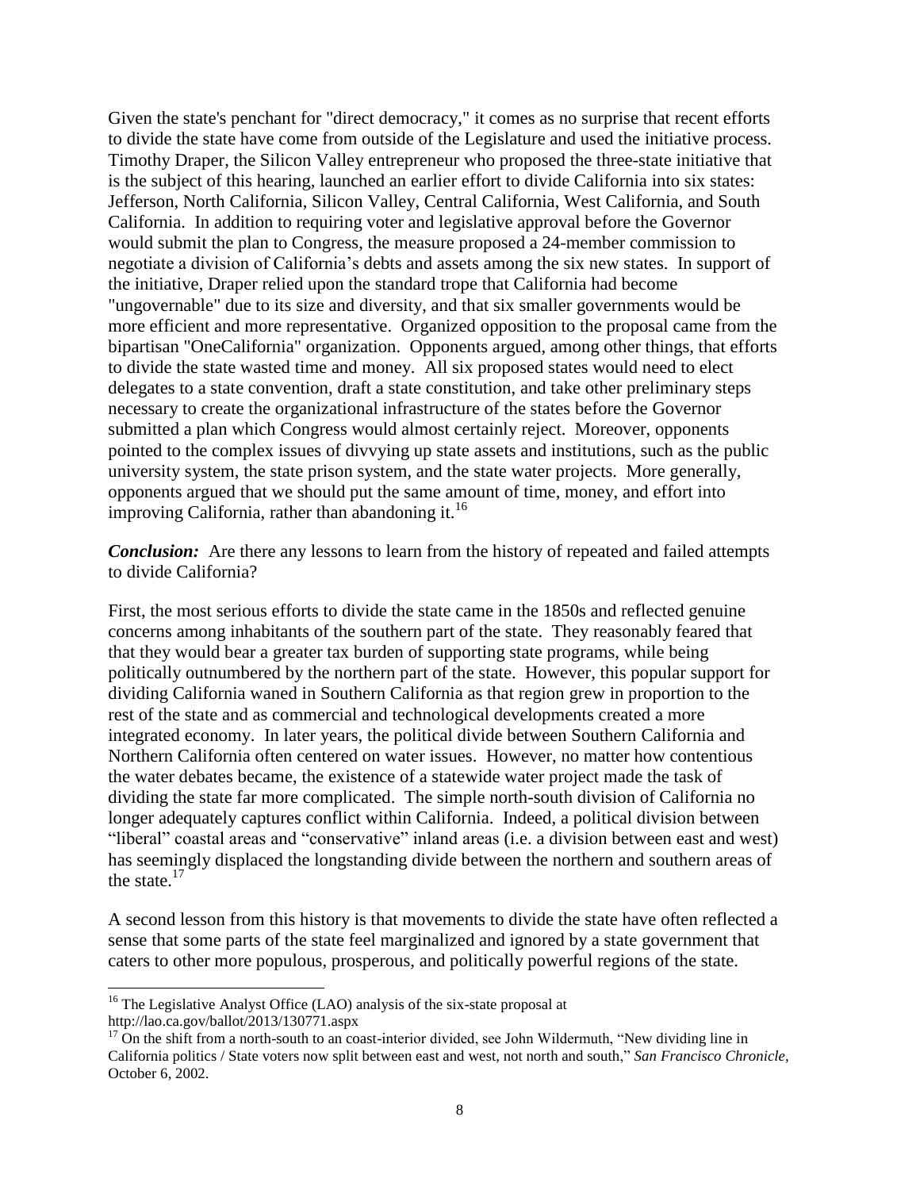Given the state's penchant for "direct democracy," it comes as no surprise that recent efforts to divide the state have come from outside of the Legislature and used the initiative process. Timothy Draper, the Silicon Valley entrepreneur who proposed the three-state initiative that is the subject of this hearing, launched an earlier effort to divide California into six states: Jefferson, North California, Silicon Valley, Central California, West California, and South California. In addition to requiring voter and legislative approval before the Governor would submit the plan to Congress, the measure proposed a 24-member commission to negotiate a division of California's debts and assets among the six new states. In support of the initiative, Draper relied upon the standard trope that California had become "ungovernable" due to its size and diversity, and that six smaller governments would be more efficient and more representative. Organized opposition to the proposal came from the bipartisan "OneCalifornia" organization. Opponents argued, among other things, that efforts to divide the state wasted time and money. All six proposed states would need to elect delegates to a state convention, draft a state constitution, and take other preliminary steps necessary to create the organizational infrastructure of the states before the Governor submitted a plan which Congress would almost certainly reject. Moreover, opponents pointed to the complex issues of divvying up state assets and institutions, such as the public university system, the state prison system, and the state water projects. More generally, opponents argued that we should put the same amount of time, money, and effort into improving California, rather than abandoning it.[16]

***Conclusion:*** Are there any lessons to learn from the history of repeated and failed attempts to divide California?

First, the most serious efforts to divide the state came in the 1850s and reflected genuine concerns among inhabitants of the southern part of the state. They reasonably feared that that they would bear a greater tax burden of supporting state programs, while being politically outnumbered by the northern part of the state. However, this popular support for dividing California waned in Southern California as that region grew in proportion to the rest of the state and as commercial and technological developments created a more integrated economy. In later years, the political divide between Southern California and Northern California often centered on water issues. However, no matter how contentious the water debates became, the existence of a statewide water project made the task of dividing the state far more complicated. The simple north-south division of California no longer adequately captures conflict within California. Indeed, a political division between "liberal" coastal areas and "conservative" inland areas (i.e. a division between east and west) has seemingly displaced the longstanding divide between the northern and southern areas of the state.[17]

A second lesson from this history is that movements to divide the state have often reflected a sense that some parts of the state feel marginalized and ignored by a state government that caters to other more populous, prosperous, and politically powerful regions of the state.

---

[16] The Legislative Analyst Office (LAO) analysis of the six-state proposal at http://lao.ca.gov/ballot/2013/130771.aspx

[17] On the shift from a north-south to an coast-interior divided, see John Wildermuth, "New dividing line in California politics / State voters now split between east and west, not north and south," *San Francisco Chronicle*, October 6, 2002.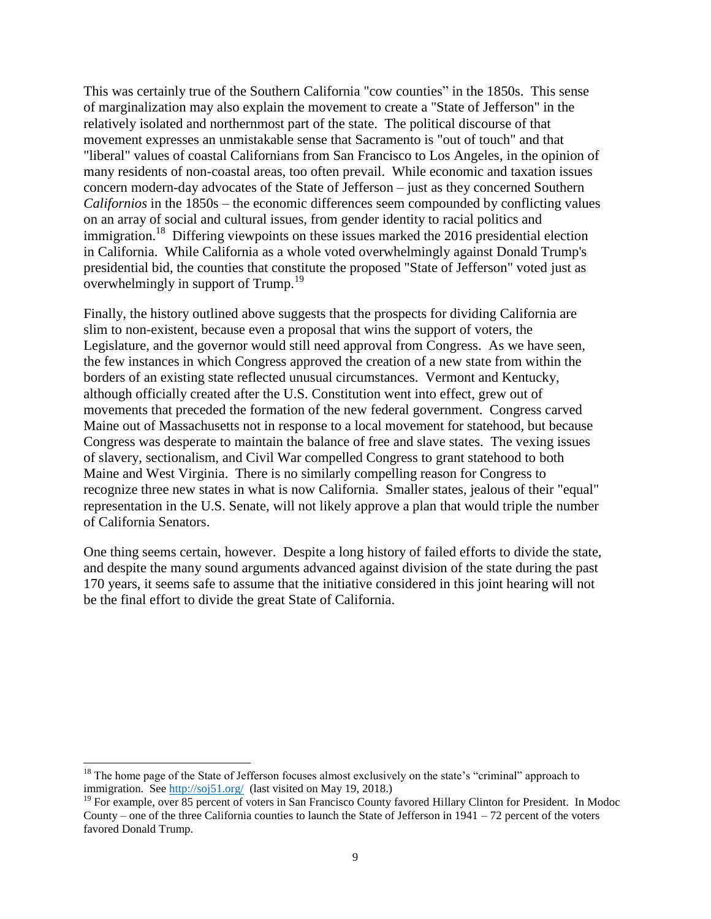This was certainly true of the Southern California "cow counties" in the 1850s. This sense of marginalization may also explain the movement to create a "State of Jefferson" in the relatively isolated and northernmost part of the state. The political discourse of that movement expresses an unmistakable sense that Sacramento is "out of touch" and that "liberal" values of coastal Californians from San Francisco to Los Angeles, in the opinion of many residents of non-coastal areas, too often prevail. While economic and taxation issues concern modern-day advocates of the State of Jefferson – just as they concerned Southern *Californios* in the 1850s – the economic differences seem compounded by conflicting values on an array of social and cultural issues, from gender identity to racial politics and immigration.[18] Differing viewpoints on these issues marked the 2016 presidential election in California. While California as a whole voted overwhelmingly against Donald Trump's presidential bid, the counties that constitute the proposed "State of Jefferson" voted just as overwhelmingly in support of Trump.[19]

Finally, the history outlined above suggests that the prospects for dividing California are slim to non-existent, because even a proposal that wins the support of voters, the Legislature, and the governor would still need approval from Congress. As we have seen, the few instances in which Congress approved the creation of a new state from within the borders of an existing state reflected unusual circumstances. Vermont and Kentucky, although officially created after the U.S. Constitution went into effect, grew out of movements that preceded the formation of the new federal government. Congress carved Maine out of Massachusetts not in response to a local movement for statehood, but because Congress was desperate to maintain the balance of free and slave states. The vexing issues of slavery, sectionalism, and Civil War compelled Congress to grant statehood to both Maine and West Virginia. There is no similarly compelling reason for Congress to recognize three new states in what is now California. Smaller states, jealous of their "equal" representation in the U.S. Senate, will not likely approve a plan that would triple the number of California Senators.

One thing seems certain, however. Despite a long history of failed efforts to divide the state, and despite the many sound arguments advanced against division of the state during the past 170 years, it seems safe to assume that the initiative considered in this joint hearing will not be the final effort to divide the great State of California.

---

[18] The home page of the State of Jefferson focuses almost exclusively on the state's "criminal" approach to immigration. See http://soj51.org/ (last visited on May 19, 2018.)

[19] For example, over 85 percent of voters in San Francisco County favored Hillary Clinton for President. In Modoc County – one of the three California counties to launch the State of Jefferson in 1941 – 72 percent of the voters favored Donald Trump.